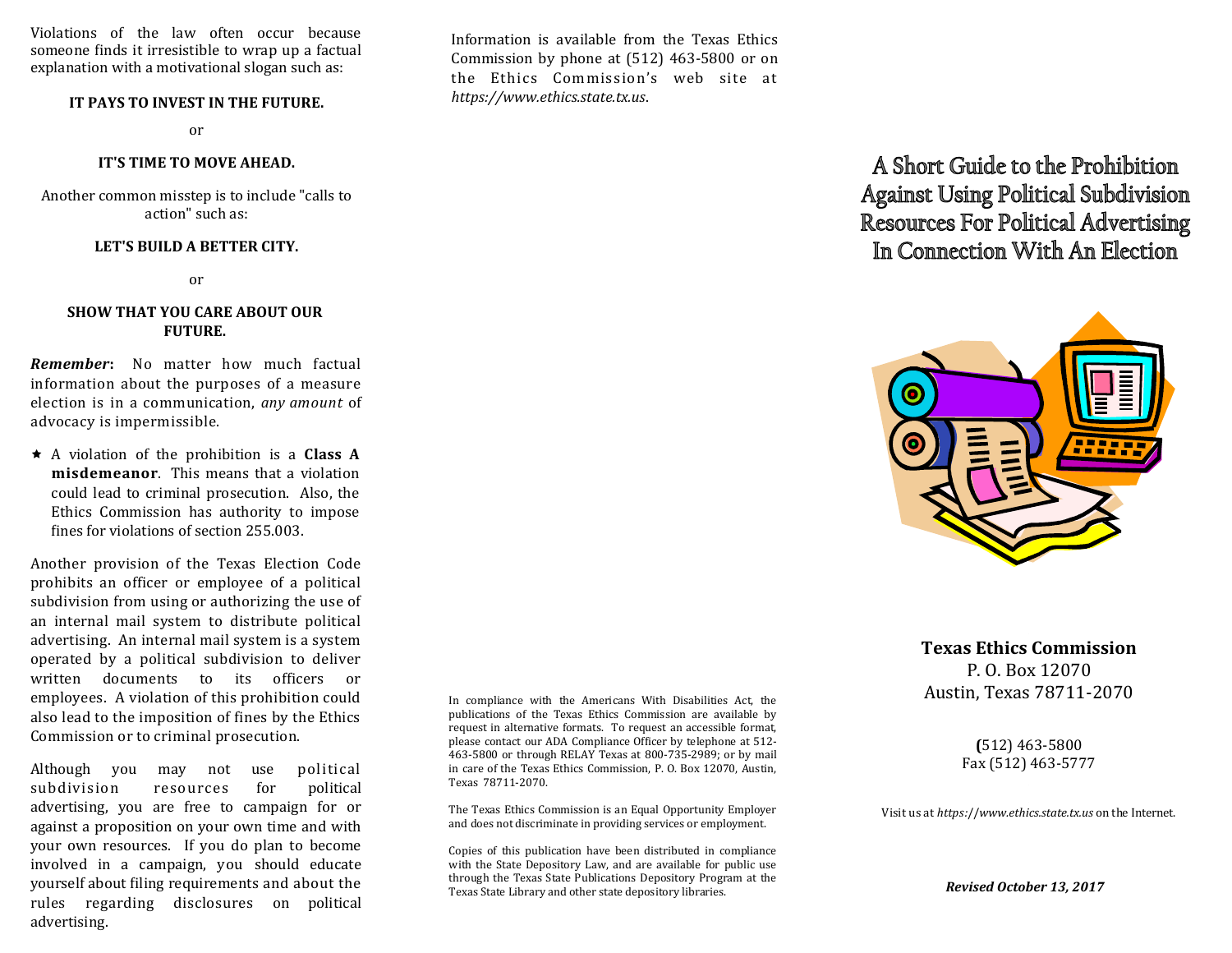Violations of the law often occur because someone finds it irresistible to wrap up a factual explanation with a motivational slogan such as:

**IT PAYS TO INVEST IN THE FUTURE.**

or

**IT'S TIME TO MOVE AHEAD.**

Another common misstep is to include "calls to action" such as:

**LET'S BUILD A BETTER CITY.**

or

**SHOW THAT YOU CARE ABOUT OUR FUTURE.**

***Remember*:** No matter how much factual information about the purposes of a measure election is in a communication, *any amount* of advocacy is impermissible.

- A violation of the prohibition is a **Class A misdemeanor**. This means that a violation could lead to criminal prosecution. Also, the Ethics Commission has authority to impose fines for violations of section 255.003.

Another provision of the Texas Election Code prohibits an officer or employee of a political subdivision from using or authorizing the use of an internal mail system to distribute political advertising. An internal mail system is a system operated by a political subdivision to deliver written documents to its officers or employees. A violation of this prohibition could also lead to the imposition of fines by the Ethics Commission or to criminal prosecution.

Although you may not use political subdivision resources for political advertising, you are free to campaign for or against a proposition on your own time and with your own resources. If you do plan to become involved in a campaign, you should educate yourself about filing requirements and about the rules regarding disclosures on political advertising.

Information is available from the Texas Ethics Commission by phone at (512) 463-5800 or on the Ethics Commission's web site at *https://www.ethics.state.tx.us*.

In compliance with the Americans With Disabilities Act, the publications of the Texas Ethics Commission are available by request in alternative formats. To request an accessible format, please contact our ADA Compliance Officer by telephone at 512-463-5800 or through RELAY Texas at 800-735-2989; or by mail in care of the Texas Ethics Commission, P. O. Box 12070, Austin, Texas 78711-2070.

The Texas Ethics Commission is an Equal Opportunity Employer and does not discriminate in providing services or employment.

Copies of this publication have been distributed in compliance with the State Depository Law, and are available for public use through the Texas State Publications Depository Program at the Texas State Library and other state depository libraries.

# A Short Guide to the Prohibition Against Using Political Subdivision Resources For Political Advertising In Connection With An Election

**Texas Ethics Commission**
P. O. Box 12070
Austin, Texas 78711-2070

(512) 463-5800
Fax (512) 463-5777

Visit us at *https://www.ethics.state.tx.us* on the Internet.

***Revised October 13, 2017***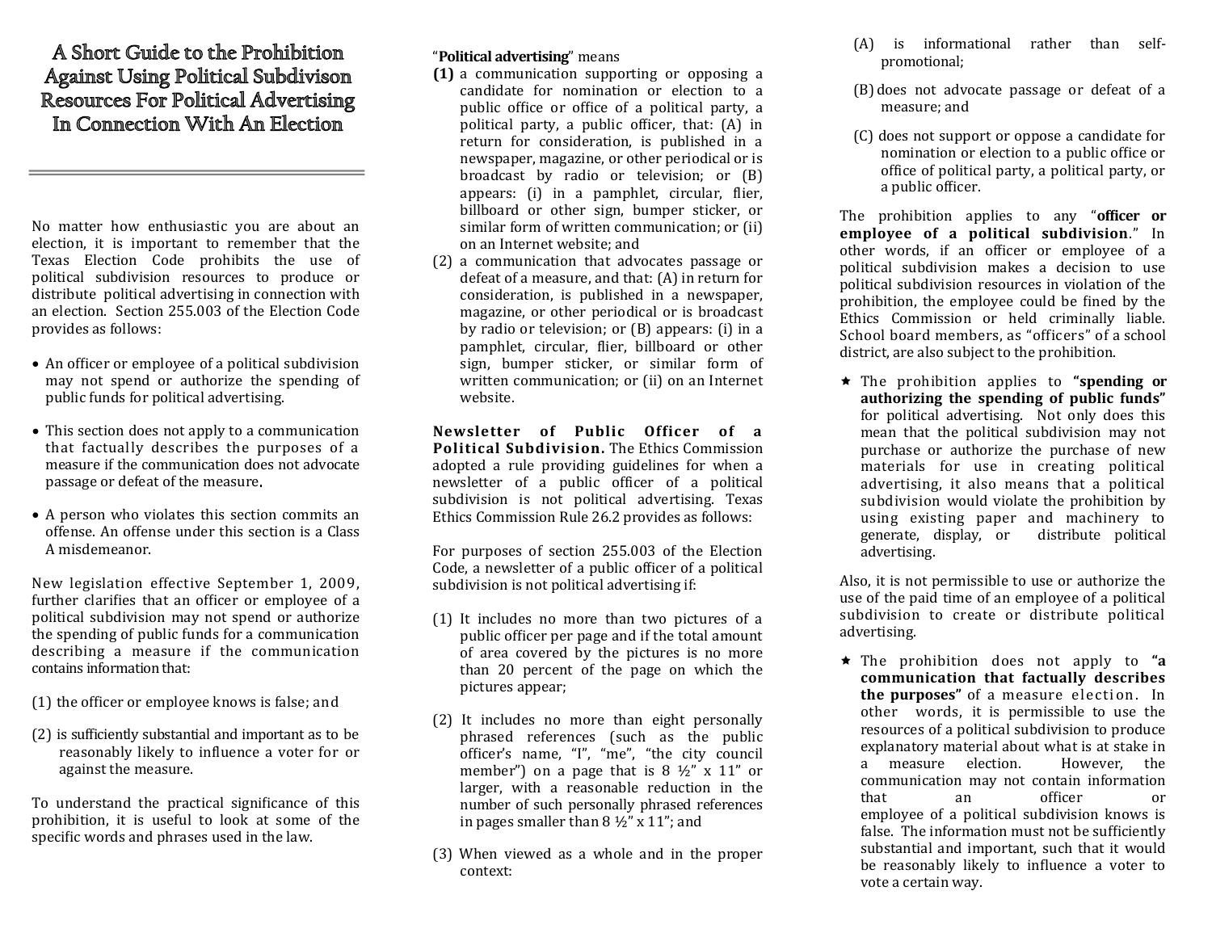# A Short Guide to the Prohibition Against Using Political Subdivison Resources For Political Advertising In Connection With An Election

No matter how enthusiastic you are about an election, it is important to remember that the Texas Election Code prohibits the use of political subdivision resources to produce or distribute political advertising in connection with an election. Section 255.003 of the Election Code provides as follows:

- An officer or employee of a political subdivision may not spend or authorize the spending of public funds for political advertising.
- This section does not apply to a communication that factually describes the purposes of a measure if the communication does not advocate passage or defeat of the measure.
- A person who violates this section commits an offense. An offense under this section is a Class A misdemeanor.

New legislation effective September 1, 2009, further clarifies that an officer or employee of a political subdivision may not spend or authorize the spending of public funds for a communication describing a measure if the communication contains information that:

(1) the officer or employee knows is false; and

(2) is sufficiently substantial and important as to be reasonably likely to influence a voter for or against the measure.

To understand the practical significance of this prohibition, it is useful to look at some of the specific words and phrases used in the law.

"**Political advertising**" means

**(1)** a communication supporting or opposing a candidate for nomination or election to a public office or office of a political party, a political party, a public officer, that: (A) in return for consideration, is published in a newspaper, magazine, or other periodical or is broadcast by radio or television; or (B) appears: (i) in a pamphlet, circular, flier, billboard or other sign, bumper sticker, or similar form of written communication; or (ii) on an Internet website; and

(2) a communication that advocates passage or defeat of a measure, and that: (A) in return for consideration, is published in a newspaper, magazine, or other periodical or is broadcast by radio or television; or (B) appears: (i) in a pamphlet, circular, flier, billboard or other sign, bumper sticker, or similar form of written communication; or (ii) on an Internet website.

**Newsletter of Public Officer of a Political Subdivision.** The Ethics Commission adopted a rule providing guidelines for when a newsletter of a public officer of a political subdivision is not political advertising. Texas Ethics Commission Rule 26.2 provides as follows:

For purposes of section 255.003 of the Election Code, a newsletter of a public officer of a political subdivision is not political advertising if:

(1) It includes no more than two pictures of a public officer per page and if the total amount of area covered by the pictures is no more than 20 percent of the page on which the pictures appear;

(2) It includes no more than eight personally phrased references (such as the public officer's name, "I", "me", "the city council member") on a page that is 8 ½" x 11" or larger, with a reasonable reduction in the number of such personally phrased references in pages smaller than 8 ½" x 11"; and

(3) When viewed as a whole and in the proper context:

(A) is informational rather than self-promotional;

(B) does not advocate passage or defeat of a measure; and

(C) does not support or oppose a candidate for nomination or election to a public office or office of political party, a political party, or a public officer.

The prohibition applies to any "**officer or employee of a political subdivision**." In other words, if an officer or employee of a political subdivision makes a decision to use political subdivision resources in violation of the prohibition, the employee could be fined by the Ethics Commission or held criminally liable. School board members, as "officers" of a school district, are also subject to the prohibition.

★ The prohibition applies to **"spending or authorizing the spending of public funds"** for political advertising. Not only does this mean that the political subdivision may not purchase or authorize the purchase of new materials for use in creating political advertising, it also means that a political subdivision would violate the prohibition by using existing paper and machinery to generate, display, or distribute political advertising.

Also, it is not permissible to use or authorize the use of the paid time of an employee of a political subdivision to create or distribute political advertising.

★ The prohibition does not apply to **"a communication that factually describes the purposes"** of a measure election. In other words, it is permissible to use the resources of a political subdivision to produce explanatory material about what is at stake in a measure election. However, the communication may not contain information that an officer or employee of a political subdivision knows is false. The information must not be sufficiently substantial and important, such that it would be reasonably likely to influence a voter to vote a certain way.